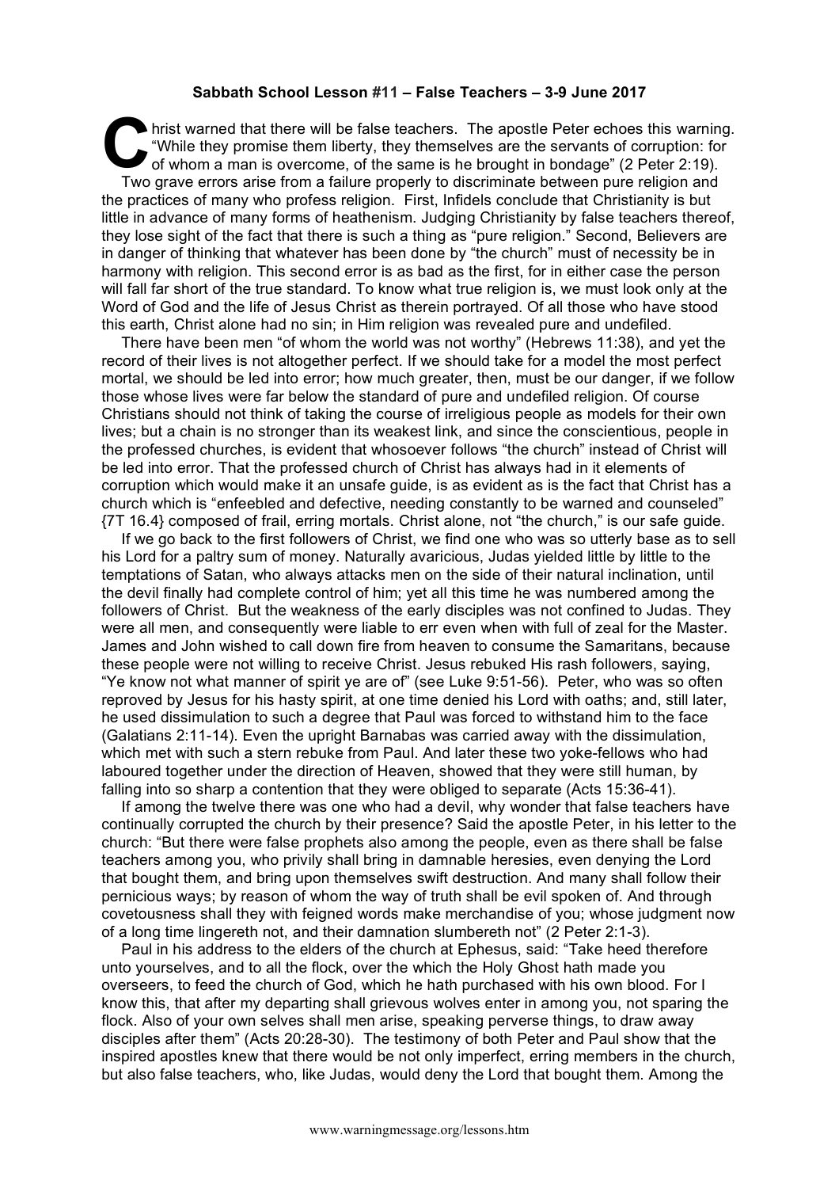**Sabbath School Lesson #11 – False Teachers – 3-9 June 2017**

Christ warned that there will be false teachers. The apostle Peter echoes this warning. "While they promise them liberty, they themselves are the servants of corruption: for of whom a man is overcome, of the same is he brought in bondage" (2 Peter 2:19).

Two grave errors arise from a failure properly to discriminate between pure religion and the practices of many who profess religion. First, Infidels conclude that Christianity is but little in advance of many forms of heathenism. Judging Christianity by false teachers thereof, they lose sight of the fact that there is such a thing as "pure religion." Second, Believers are in danger of thinking that whatever has been done by "the church" must of necessity be in harmony with religion. This second error is as bad as the first, for in either case the person will fall far short of the true standard. To know what true religion is, we must look only at the Word of God and the life of Jesus Christ as therein portrayed. Of all those who have stood this earth, Christ alone had no sin; in Him religion was revealed pure and undefiled.

There have been men "of whom the world was not worthy" (Hebrews 11:38), and yet the record of their lives is not altogether perfect. If we should take for a model the most perfect mortal, we should be led into error; how much greater, then, must be our danger, if we follow those whose lives were far below the standard of pure and undefiled religion. Of course Christians should not think of taking the course of irreligious people as models for their own lives; but a chain is no stronger than its weakest link, and since the conscientious, people in the professed churches, is evident that whosoever follows "the church" instead of Christ will be led into error. That the professed church of Christ has always had in it elements of corruption which would make it an unsafe guide, is as evident as is the fact that Christ has a church which is "enfeebled and defective, needing constantly to be warned and counseled" {7T 16.4} composed of frail, erring mortals. Christ alone, not "the church," is our safe guide.

If we go back to the first followers of Christ, we find one who was so utterly base as to sell his Lord for a paltry sum of money. Naturally avaricious, Judas yielded little by little to the temptations of Satan, who always attacks men on the side of their natural inclination, until the devil finally had complete control of him; yet all this time he was numbered among the followers of Christ. But the weakness of the early disciples was not confined to Judas. They were all men, and consequently were liable to err even when with full of zeal for the Master. James and John wished to call down fire from heaven to consume the Samaritans, because these people were not willing to receive Christ. Jesus rebuked His rash followers, saying, "Ye know not what manner of spirit ye are of" (see Luke 9:51-56). Peter, who was so often reproved by Jesus for his hasty spirit, at one time denied his Lord with oaths; and, still later, he used dissimulation to such a degree that Paul was forced to withstand him to the face (Galatians 2:11-14). Even the upright Barnabas was carried away with the dissimulation, which met with such a stern rebuke from Paul. And later these two yoke-fellows who had laboured together under the direction of Heaven, showed that they were still human, by falling into so sharp a contention that they were obliged to separate (Acts 15:36-41).

If among the twelve there was one who had a devil, why wonder that false teachers have continually corrupted the church by their presence? Said the apostle Peter, in his letter to the church: "But there were false prophets also among the people, even as there shall be false teachers among you, who privily shall bring in damnable heresies, even denying the Lord that bought them, and bring upon themselves swift destruction. And many shall follow their pernicious ways; by reason of whom the way of truth shall be evil spoken of. And through covetousness shall they with feigned words make merchandise of you; whose judgment now of a long time lingereth not, and their damnation slumbereth not" (2 Peter 2:1-3).

Paul in his address to the elders of the church at Ephesus, said: "Take heed therefore unto yourselves, and to all the flock, over the which the Holy Ghost hath made you overseers, to feed the church of God, which he hath purchased with his own blood. For I know this, that after my departing shall grievous wolves enter in among you, not sparing the flock. Also of your own selves shall men arise, speaking perverse things, to draw away disciples after them" (Acts 20:28-30). The testimony of both Peter and Paul show that the inspired apostles knew that there would be not only imperfect, erring members in the church, but also false teachers, who, like Judas, would deny the Lord that bought them. Among the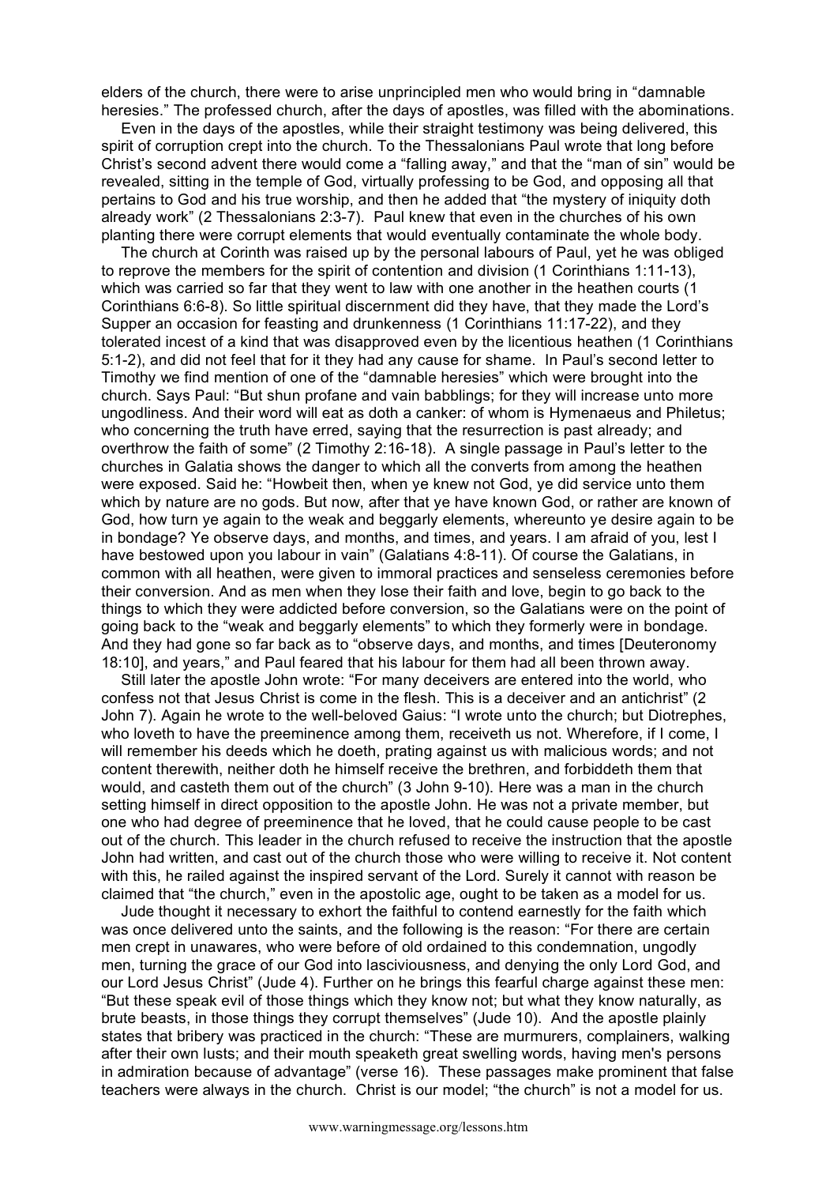elders of the church, there were to arise unprincipled men who would bring in "damnable heresies." The professed church, after the days of apostles, was filled with the abominations.

Even in the days of the apostles, while their straight testimony was being delivered, this spirit of corruption crept into the church. To the Thessalonians Paul wrote that long before Christ's second advent there would come a "falling away," and that the "man of sin" would be revealed, sitting in the temple of God, virtually professing to be God, and opposing all that pertains to God and his true worship, and then he added that "the mystery of iniquity doth already work" (2 Thessalonians 2:3-7). Paul knew that even in the churches of his own planting there were corrupt elements that would eventually contaminate the whole body.

The church at Corinth was raised up by the personal labours of Paul, yet he was obliged to reprove the members for the spirit of contention and division (1 Corinthians 1:11-13), which was carried so far that they went to law with one another in the heathen courts (1 Corinthians 6:6-8). So little spiritual discernment did they have, that they made the Lord's Supper an occasion for feasting and drunkenness (1 Corinthians 11:17-22), and they tolerated incest of a kind that was disapproved even by the licentious heathen (1 Corinthians 5:1-2), and did not feel that for it they had any cause for shame. In Paul's second letter to Timothy we find mention of one of the "damnable heresies" which were brought into the church. Says Paul: "But shun profane and vain babblings; for they will increase unto more ungodliness. And their word will eat as doth a canker: of whom is Hymenaeus and Philetus; who concerning the truth have erred, saying that the resurrection is past already; and overthrow the faith of some" (2 Timothy 2:16-18). A single passage in Paul's letter to the churches in Galatia shows the danger to which all the converts from among the heathen were exposed. Said he: "Howbeit then, when ye knew not God, ye did service unto them which by nature are no gods. But now, after that ye have known God, or rather are known of God, how turn ye again to the weak and beggarly elements, whereunto ye desire again to be in bondage? Ye observe days, and months, and times, and years. I am afraid of you, lest I have bestowed upon you labour in vain" (Galatians 4:8-11). Of course the Galatians, in common with all heathen, were given to immoral practices and senseless ceremonies before their conversion. And as men when they lose their faith and love, begin to go back to the things to which they were addicted before conversion, so the Galatians were on the point of going back to the "weak and beggarly elements" to which they formerly were in bondage. And they had gone so far back as to "observe days, and months, and times [Deuteronomy 18:10], and years," and Paul feared that his labour for them had all been thrown away.

Still later the apostle John wrote: "For many deceivers are entered into the world, who confess not that Jesus Christ is come in the flesh. This is a deceiver and an antichrist" (2 John 7). Again he wrote to the well-beloved Gaius: "I wrote unto the church; but Diotrephes, who loveth to have the preeminence among them, receiveth us not. Wherefore, if I come, I will remember his deeds which he doeth, prating against us with malicious words; and not content therewith, neither doth he himself receive the brethren, and forbiddeth them that would, and casteth them out of the church" (3 John 9-10). Here was a man in the church setting himself in direct opposition to the apostle John. He was not a private member, but one who had degree of preeminence that he loved, that he could cause people to be cast out of the church. This leader in the church refused to receive the instruction that the apostle John had written, and cast out of the church those who were willing to receive it. Not content with this, he railed against the inspired servant of the Lord. Surely it cannot with reason be claimed that "the church," even in the apostolic age, ought to be taken as a model for us.

Jude thought it necessary to exhort the faithful to contend earnestly for the faith which was once delivered unto the saints, and the following is the reason: "For there are certain men crept in unawares, who were before of old ordained to this condemnation, ungodly men, turning the grace of our God into lasciviousness, and denying the only Lord God, and our Lord Jesus Christ" (Jude 4). Further on he brings this fearful charge against these men: "But these speak evil of those things which they know not; but what they know naturally, as brute beasts, in those things they corrupt themselves" (Jude 10). And the apostle plainly states that bribery was practiced in the church: "These are murmurers, complainers, walking after their own lusts; and their mouth speaketh great swelling words, having men's persons in admiration because of advantage" (verse 16). These passages make prominent that false teachers were always in the church. Christ is our model; "the church" is not a model for us.